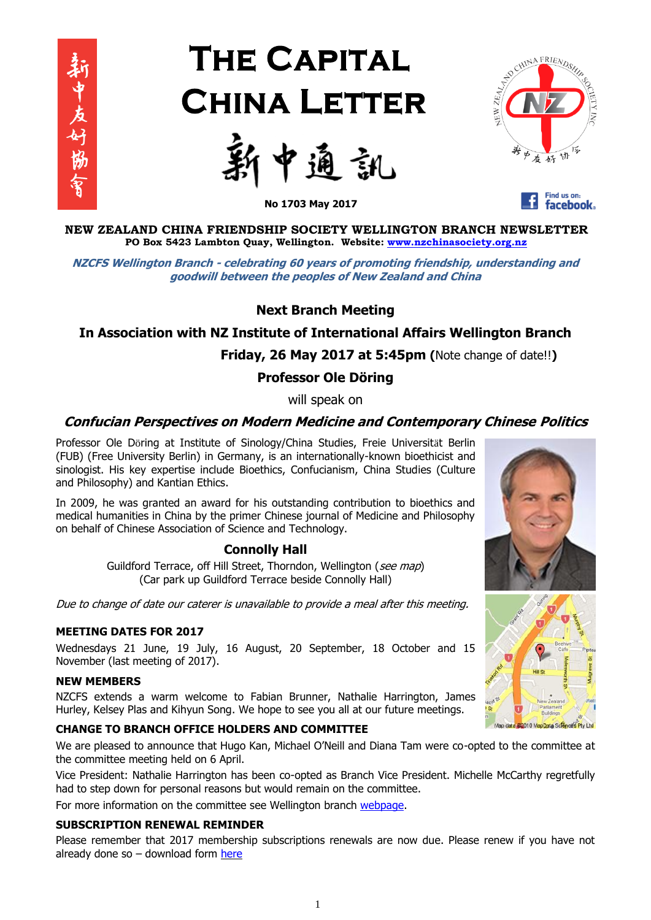# The Capital China Letter

新中通訊

**No 1703 May 2017**

**NEW ZEALAND CHINA FRIENDSHIP SOCIETY WELLINGTON BRANCH NEWSLETTER**
**PO Box 5423 Lambton Quay, Wellington. Website: [www.nzchinasociety.org.nz](www.nzchinasociety.org.nz)**

***NZCFS Wellington Branch - celebrating 60 years of promoting friendship, understanding and goodwill between the peoples of New Zealand and China***

## Next Branch Meeting

### In Association with NZ Institute of International Affairs Wellington Branch

**Friday, 26 May 2017 at 5:45pm (**Note change of date!!**)**

**Professor Ole Döring**

will speak on

### *Confucian Perspectives on Modern Medicine and Contemporary Chinese Politics*

Professor Ole Döring at Institute of Sinology/China Studies, Freie Universität Berlin (FUB) (Free University Berlin) in Germany, is an internationally-known bioethicist and sinologist. His key expertise include Bioethics, Confucianism, China Studies (Culture and Philosophy) and Kantian Ethics.

In 2009, he was granted an award for his outstanding contribution to bioethics and medical humanities in China by the primer Chinese journal of Medicine and Philosophy on behalf of Chinese Association of Science and Technology.

**Connolly Hall**

Guildford Terrace, off Hill Street, Thorndon, Wellington (*see map*)
(Car park up Guildford Terrace beside Connolly Hall)

*Due to change of date our caterer is unavailable to provide a meal after this meeting.*

### MEETING DATES FOR 2017

Wednesdays 21 June, 19 July, 16 August, 20 September, 18 October and 15 November (last meeting of 2017).

### NEW MEMBERS

NZCFS extends a warm welcome to Fabian Brunner, Nathalie Harrington, James Hurley, Kelsey Plas and Kihyun Song. We hope to see you all at our future meetings.

### CHANGE TO BRANCH OFFICE HOLDERS AND COMMITTEE

We are pleased to announce that Hugo Kan, Michael O'Neill and Diana Tam were co-opted to the committee at the committee meeting held on 6 April.

Vice President: Nathalie Harrington has been co-opted as Branch Vice President. Michelle McCarthy regretfully had to step down for personal reasons but would remain on the committee.

For more information on the committee see Wellington branch webpage.

### SUBSCRIPTION RENEWAL REMINDER

Please remember that 2017 membership subscriptions renewals are now due. Please renew if you have not already done so – download form here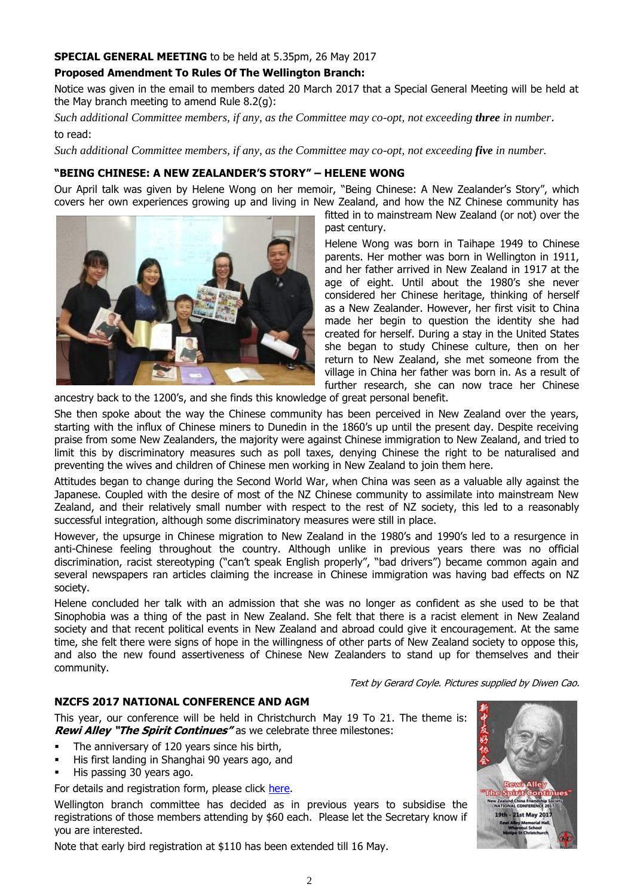**SPECIAL GENERAL MEETING** to be held at 5.35pm, 26 May 2017

**Proposed Amendment To Rules Of The Wellington Branch:**

Notice was given in the email to members dated 20 March 2017 that a Special General Meeting will be held at the May branch meeting to amend Rule 8.2(g):

*Such additional Committee members, if any, as the Committee may co-opt, not exceeding **three** in number.*

to read:

*Such additional Committee members, if any, as the Committee may co-opt, not exceeding **five** in number.*

## "BEING CHINESE: A NEW ZEALANDER'S STORY" – HELENE WONG

Our April talk was given by Helene Wong on her memoir, "Being Chinese: A New Zealander's Story", which covers her own experiences growing up and living in New Zealand, and how the NZ Chinese community has fitted in to mainstream New Zealand (or not) over the past century.

Helene Wong was born in Taihape 1949 to Chinese parents. Her mother was born in Wellington in 1911, and her father arrived in New Zealand in 1917 at the age of eight. Until about the 1980's she never considered her Chinese heritage, thinking of herself as a New Zealander. However, her first visit to China made her begin to question the identity she had created for herself. During a stay in the United States she began to study Chinese culture, then on her return to New Zealand, she met someone from the village in China her father was born in. As a result of further research, she can now trace her Chinese ancestry back to the 1200's, and she finds this knowledge of great personal benefit.

She then spoke about the way the Chinese community has been perceived in New Zealand over the years, starting with the influx of Chinese miners to Dunedin in the 1860's up until the present day. Despite receiving praise from some New Zealanders, the majority were against Chinese immigration to New Zealand, and tried to limit this by discriminatory measures such as poll taxes, denying Chinese the right to be naturalised and preventing the wives and children of Chinese men working in New Zealand to join them here.

Attitudes began to change during the Second World War, when China was seen as a valuable ally against the Japanese. Coupled with the desire of most of the NZ Chinese community to assimilate into mainstream New Zealand, and their relatively small number with respect to the rest of NZ society, this led to a reasonably successful integration, although some discriminatory measures were still in place.

However, the upsurge in Chinese migration to New Zealand in the 1980's and 1990's led to a resurgence in anti-Chinese feeling throughout the country. Although unlike in previous years there was no official discrimination, racist stereotyping ("can't speak English properly", "bad drivers") became common again and several newspapers ran articles claiming the increase in Chinese immigration was having bad effects on NZ society.

Helene concluded her talk with an admission that she was no longer as confident as she used to be that Sinophobia was a thing of the past in New Zealand. She felt that there is a racist element in New Zealand society and that recent political events in New Zealand and abroad could give it encouragement. At the same time, she felt there were signs of hope in the willingness of other parts of New Zealand society to oppose this, and also the new found assertiveness of Chinese New Zealanders to stand up for themselves and their community.

*Text by Gerard Coyle. Pictures supplied by Diwen Cao.*

## NZCFS 2017 NATIONAL CONFERENCE AND AGM

This year, our conference will be held in Christchurch May 19 To 21. The theme is: ***Rewi Alley "The Spirit Continues"*** as we celebrate three milestones:

- The anniversary of 120 years since his birth,
- His first landing in Shanghai 90 years ago, and
- His passing 30 years ago.

For details and registration form, please click here.

Wellington branch committee has decided as in previous years to subsidise the registrations of those members attending by $60 each. Please let the Secretary know if you are interested.

Note that early bird registration at $110 has been extended till 16 May.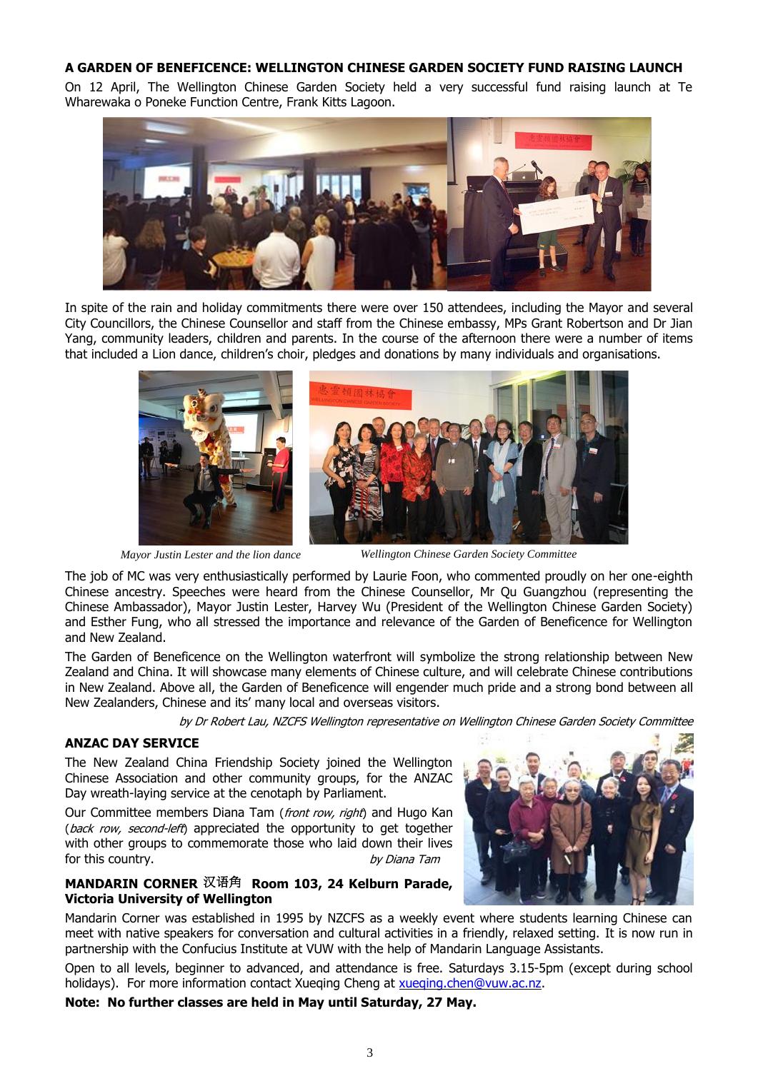## A GARDEN OF BENEFICENCE: WELLINGTON CHINESE GARDEN SOCIETY FUND RAISING LAUNCH

On 12 April, The Wellington Chinese Garden Society held a very successful fund raising launch at Te Wharewaka o Poneke Function Centre, Frank Kitts Lagoon.

In spite of the rain and holiday commitments there were over 150 attendees, including the Mayor and several City Councillors, the Chinese Counsellor and staff from the Chinese embassy, MPs Grant Robertson and Dr Jian Yang, community leaders, children and parents. In the course of the afternoon there were a number of items that included a Lion dance, children's choir, pledges and donations by many individuals and organisations.

*Mayor Justin Lester and the lion dance*

*Wellington Chinese Garden Society Committee*

The job of MC was very enthusiastically performed by Laurie Foon, who commented proudly on her one-eighth Chinese ancestry. Speeches were heard from the Chinese Counsellor, Mr Qu Guangzhou (representing the Chinese Ambassador), Mayor Justin Lester, Harvey Wu (President of the Wellington Chinese Garden Society) and Esther Fung, who all stressed the importance and relevance of the Garden of Beneficence for Wellington and New Zealand.

The Garden of Beneficence on the Wellington waterfront will symbolize the strong relationship between New Zealand and China. It will showcase many elements of Chinese culture, and will celebrate Chinese contributions in New Zealand. Above all, the Garden of Beneficence will engender much pride and a strong bond between all New Zealanders, Chinese and its' many local and overseas visitors.

*by Dr Robert Lau, NZCFS Wellington representative on Wellington Chinese Garden Society Committee*

## ANZAC DAY SERVICE

The New Zealand China Friendship Society joined the Wellington Chinese Association and other community groups, for the ANZAC Day wreath-laying service at the cenotaph by Parliament.

Our Committee members Diana Tam (*front row, right*) and Hugo Kan (*back row, second-left*) appreciated the opportunity to get together with other groups to commemorate those who laid down their lives for this country.

*by Diana Tam*

## MANDARIN CORNER 汉语角 Room 103, 24 Kelburn Parade, Victoria University of Wellington

Mandarin Corner was established in 1995 by NZCFS as a weekly event where students learning Chinese can meet with native speakers for conversation and cultural activities in a friendly, relaxed setting. It is now run in partnership with the Confucius Institute at VUW with the help of Mandarin Language Assistants.

Open to all levels, beginner to advanced, and attendance is free. Saturdays 3.15-5pm (except during school holidays). For more information contact Xueqing Cheng at xueqing.chen@vuw.ac.nz.

**Note: No further classes are held in May until Saturday, 27 May.**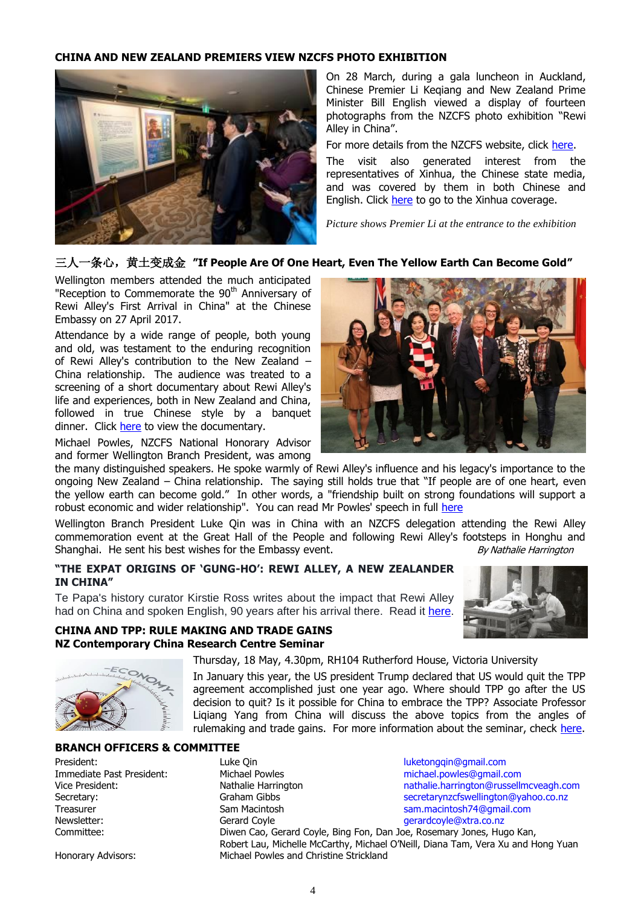## CHINA AND NEW ZEALAND PREMIERS VIEW NZCFS PHOTO EXHIBITION

On 28 March, during a gala luncheon in Auckland, Chinese Premier Li Keqiang and New Zealand Prime Minister Bill English viewed a display of fourteen photographs from the NZCFS photo exhibition "Rewi Alley in China".

For more details from the NZCFS website, click here.

The visit also generated interest from the representatives of Xinhua, the Chinese state media, and was covered by them in both Chinese and English. Click here to go to the Xinhua coverage.

*Picture shows Premier Li at the entrance to the exhibition*

## 三人一条心，黄土变成金 "If People Are Of One Heart, Even The Yellow Earth Can Become Gold"

Wellington members attended the much anticipated "Reception to Commemorate the 90th Anniversary of Rewi Alley's First Arrival in China" at the Chinese Embassy on 27 April 2017.

Attendance by a wide range of people, both young and old, was testament to the enduring recognition of Rewi Alley's contribution to the New Zealand – China relationship. The audience was treated to a screening of a short documentary about Rewi Alley's life and experiences, both in New Zealand and China, followed in true Chinese style by a banquet dinner. Click here to view the documentary.

Michael Powles, NZCFS National Honorary Advisor and former Wellington Branch President, was among the many distinguished speakers. He spoke warmly of Rewi Alley's influence and his legacy's importance to the ongoing New Zealand – China relationship. The saying still holds true that "If people are of one heart, even the yellow earth can become gold." In other words, a "friendship built on strong foundations will support a robust economic and wider relationship". You can read Mr Powles' speech in full here

Wellington Branch President Luke Qin was in China with an NZCFS delegation attending the Rewi Alley commemoration event at the Great Hall of the People and following Rewi Alley's footsteps in Honghu and Shanghai. He sent his best wishes for the Embassy event.

*By Nathalie Harrington*

## "THE EXPAT ORIGINS OF 'GUNG-HO': REWI ALLEY, A NEW ZEALANDER IN CHINA"

Te Papa's history curator Kirstie Ross writes about the impact that Rewi Alley had on China and spoken English, 90 years after his arrival there. Read it here.

## CHINA AND TPP: RULE MAKING AND TRADE GAINS
### NZ Contemporary China Research Centre Seminar

Thursday, 18 May, 4.30pm, RH104 Rutherford House, Victoria University

In January this year, the US president Trump declared that US would quit the TPP agreement accomplished just one year ago. Where should TPP go after the US decision to quit? Is it possible for China to embrace the TPP? Associate Professor Liqiang Yang from China will discuss the above topics from the angles of rulemaking and trade gains. For more information about the seminar, check here.

## BRANCH OFFICERS & COMMITTEE

| | | |
|---|---|---|
| President: | Luke Qin | luketongqin@gmail.com |
| Immediate Past President: | Michael Powles | michael.powles@gmail.com |
| Vice President: | Nathalie Harrington | nathalie.harrington@russellmcveagh.com |
| Secretary: | Graham Gibbs | secretarynzcfswellington@yahoo.co.nz |
| Treasurer | Sam Macintosh | sam.macintosh74@gmail.com |
| Newsletter: | Gerard Coyle | gerardcoyle@xtra.co.nz |
| Committee: | Diwen Cao, Gerard Coyle, Bing Fon, Dan Joe, Rosemary Jones, Hugo Kan, Robert Lau, Michelle McCarthy, Michael O'Neill, Diana Tam, Vera Xu and Hong Yuan | |
| Honorary Advisors: | Michael Powles and Christine Strickland | |